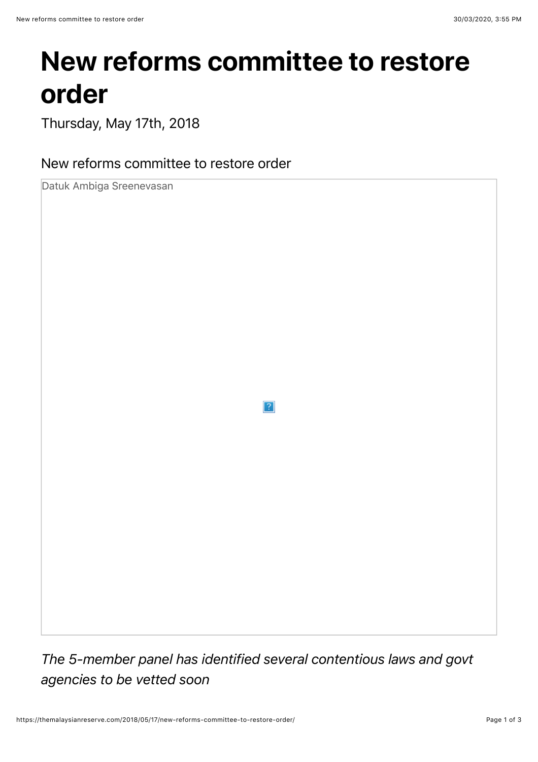# New reforms committee to restore order

Thursday, May 17th, 2018

New reforms committee to restore order

Datuk Ambiga Sreenevasan

*The 5-member panel has identified several contentious laws and govt agencies to be vetted soon*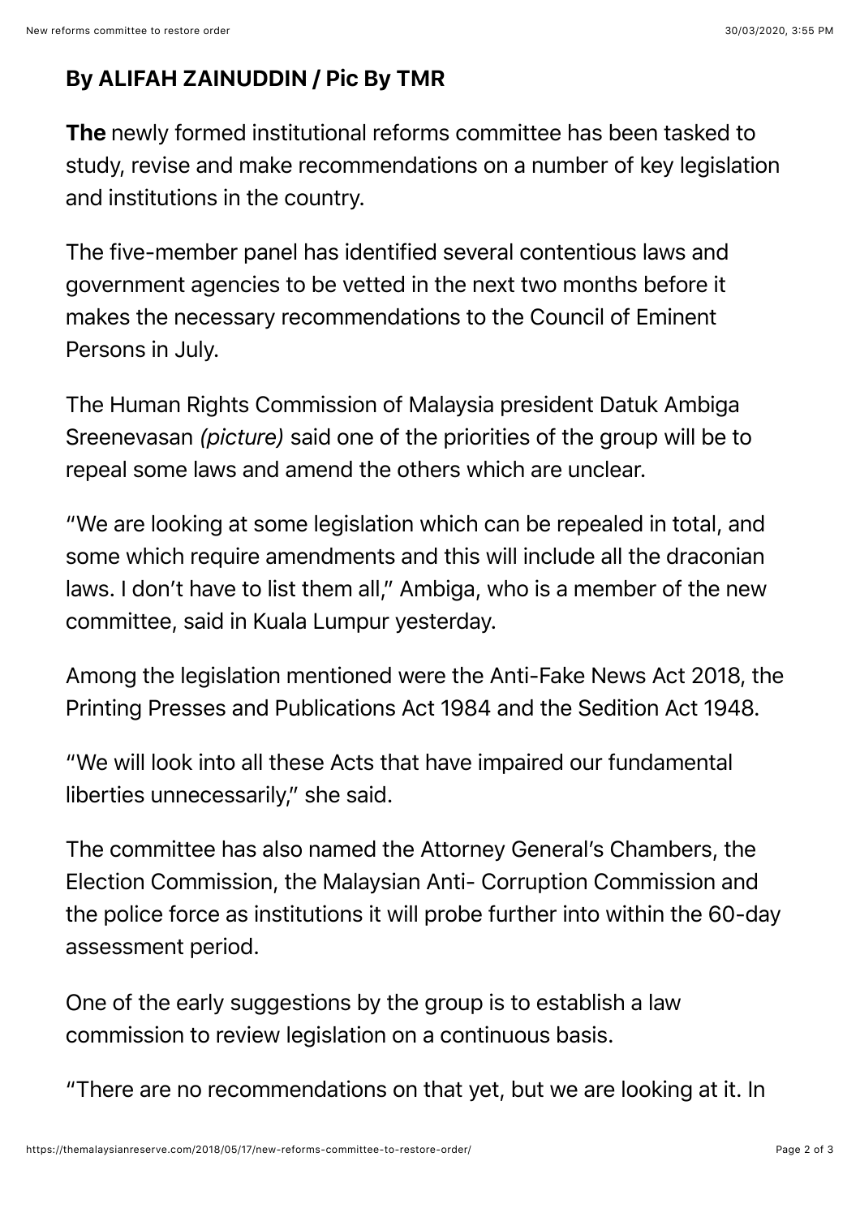**By ALIFAH ZAINUDDIN / Pic By TMR**

**The** newly formed institutional reforms committee has been tasked to study, revise and make recommendations on a number of key legislation and institutions in the country.

The five-member panel has identified several contentious laws and government agencies to be vetted in the next two months before it makes the necessary recommendations to the Council of Eminent Persons in July.

The Human Rights Commission of Malaysia president Datuk Ambiga Sreenevasan *(picture)* said one of the priorities of the group will be to repeal some laws and amend the others which are unclear.

"We are looking at some legislation which can be repealed in total, and some which require amendments and this will include all the draconian laws. I don't have to list them all," Ambiga, who is a member of the new committee, said in Kuala Lumpur yesterday.

Among the legislation mentioned were the Anti-Fake News Act 2018, the Printing Presses and Publications Act 1984 and the Sedition Act 1948.

"We will look into all these Acts that have impaired our fundamental liberties unnecessarily," she said.

The committee has also named the Attorney General's Chambers, the Election Commission, the Malaysian Anti- Corruption Commission and the police force as institutions it will probe further into within the 60-day assessment period.

One of the early suggestions by the group is to establish a law commission to review legislation on a continuous basis.

"There are no recommendations on that yet, but we are looking at it. In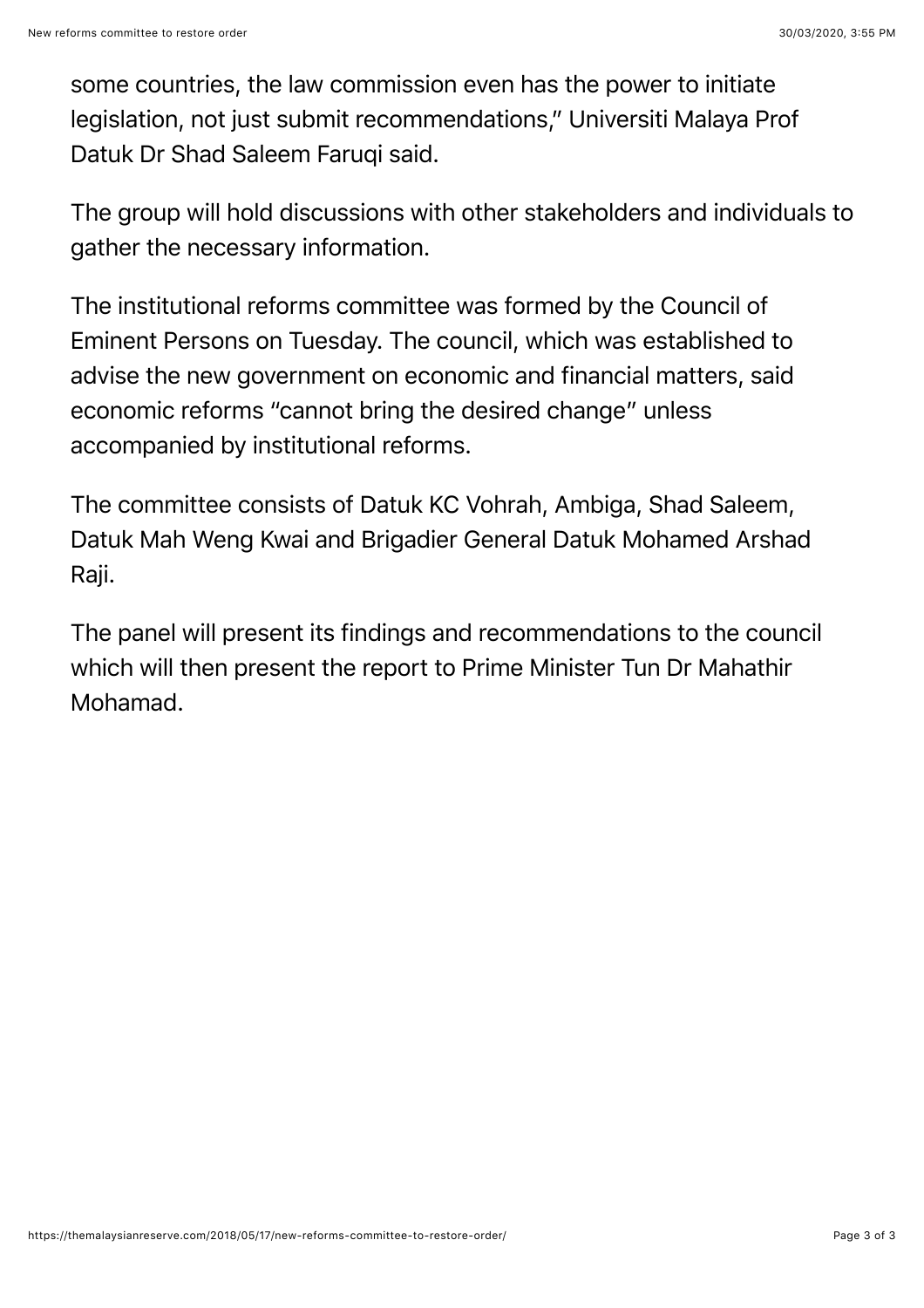some countries, the law commission even has the power to initiate legislation, not just submit recommendations," Universiti Malaya Prof Datuk Dr Shad Saleem Faruqi said.

The group will hold discussions with other stakeholders and individuals to gather the necessary information.

The institutional reforms committee was formed by the Council of Eminent Persons on Tuesday. The council, which was established to advise the new government on economic and financial matters, said economic reforms "cannot bring the desired change" unless accompanied by institutional reforms.

The committee consists of Datuk KC Vohrah, Ambiga, Shad Saleem, Datuk Mah Weng Kwai and Brigadier General Datuk Mohamed Arshad Raji.

The panel will present its findings and recommendations to the council which will then present the report to Prime Minister Tun Dr Mahathir Mohamad.